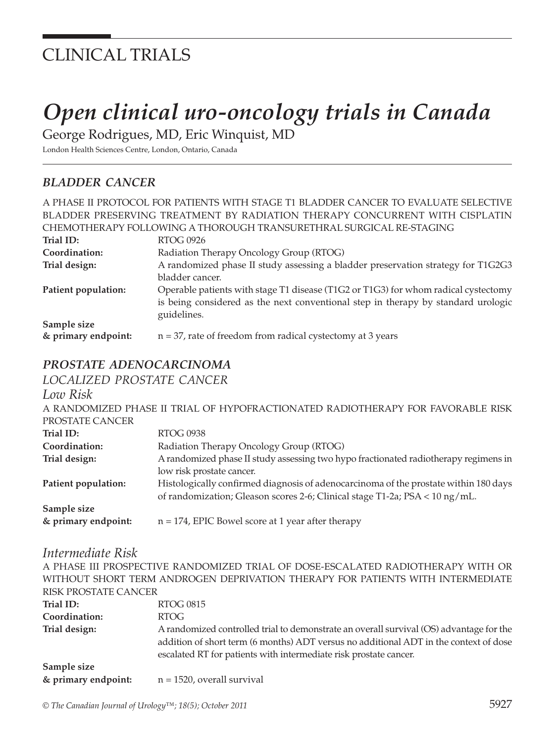# CLINICAL TRIALS

# *Open clinical uro-oncology trials in Canada*

George Rodrigues, MD, Eric Winquist, MD

London Health Sciences Centre, London, Ontario, Canada

## *BLADDER CANCER*

A PHASE II PROTOCOL FOR PATIENTS WITH STAGE T1 BLADDER CANCER TO EVALUATE SELECTIVE BLADDER PRESERVING TREATMENT BY RADIATION THERAPY CONCURRENT WITH CISPLATIN CHEMOTHERAPY FOLLOWING A THOROUGH TRANSURETHRAL SURGICAL RE-STAGING

**Trial ID:** RTOG 0926

**Coordination:** Radiation Therapy Oncology Group (RTOG)

**Trial design:** A randomized phase II study assessing a bladder preservation strategy for T1G2G3 bladder cancer.

**Patient population:** Operable patients with stage T1 disease (T1G2 or T1G3) for whom radical cystectomy is being considered as the next conventional step in therapy by standard urologic guidelines.

**Sample size & primary endpoint:** n = 37, rate of freedom from radical cystectomy at 3 years

## *PROSTATE ADENOCARCINOMA*

### *LOCALIZED PROSTATE CANCER*

#### *Low Risk*

A RANDOMIZED PHASE II TRIAL OF HYPOFRACTIONATED RADIOTHERAPY FOR FAVORABLE RISK PROSTATE CANCER

**Trial ID:** RTOG 0938

**Coordination:** Radiation Therapy Oncology Group (RTOG)

**Trial design:** A randomized phase II study assessing two hypo fractionated radiotherapy regimens in low risk prostate cancer.

**Patient population:** Histologically confirmed diagnosis of adenocarcinoma of the prostate within 180 days of randomization; Gleason scores 2-6; Clinical stage T1-2a; PSA < 10 ng/mL.

**Sample size & primary endpoint:** n = 174, EPIC Bowel score at 1 year after therapy

#### *Intermediate Risk*

A PHASE III PROSPECTIVE RANDOMIZED TRIAL OF DOSE-ESCALATED RADIOTHERAPY WITH OR WITHOUT SHORT TERM ANDROGEN DEPRIVATION THERAPY FOR PATIENTS WITH INTERMEDIATE RISK PROSTATE CANCER

**Trial ID:** RTOG 0815

**Coordination:** RTOG

**Trial design:** A randomized controlled trial to demonstrate an overall survival (OS) advantage for the addition of short term (6 months) ADT versus no additional ADT in the context of dose escalated RT for patients with intermediate risk prostate cancer.

**Sample size & primary endpoint:** n = 1520, overall survival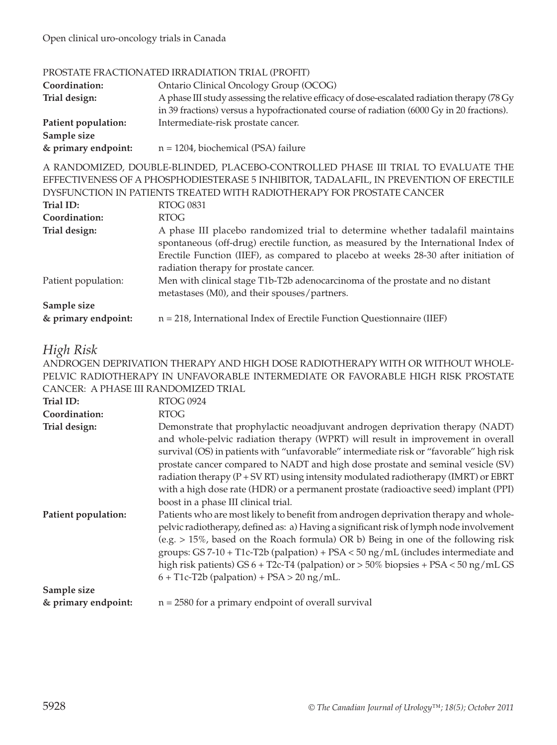PROSTATE FRACTIONATED IRRADIATION TRIAL (PROFIT)

| | |
|---|---|
| **Coordination:** | Ontario Clinical Oncology Group (OCOG) |
| **Trial design:** | A phase III study assessing the relative efficacy of dose-escalated radiation therapy (78 Gy in 39 fractions) versus a hypofractionated course of radiation (6000 Gy in 20 fractions). |
| **Patient population:** | Intermediate-risk prostate cancer. |
| **Sample size & primary endpoint:** | n = 1204, biochemical (PSA) failure |

A RANDOMIZED, DOUBLE-BLINDED, PLACEBO-CONTROLLED PHASE III TRIAL TO EVALUATE THE EFFECTIVENESS OF A PHOSPHODIESTERASE 5 INHIBITOR, TADALAFIL, IN PREVENTION OF ERECTILE DYSFUNCTION IN PATIENTS TREATED WITH RADIOTHERAPY FOR PROSTATE CANCER

| | |
|---|---|
| **Trial ID:** | RTOG 0831 |
| **Coordination:** | RTOG |
| **Trial design:** | A phase III placebo randomized trial to determine whether tadalafil maintains spontaneous (off-drug) erectile function, as measured by the International Index of Erectile Function (IIEF), as compared to placebo at weeks 28-30 after initiation of radiation therapy for prostate cancer. |
| Patient population: | Men with clinical stage T1b-T2b adenocarcinoma of the prostate and no distant metastases (M0), and their spouses/partners. |
| **Sample size & primary endpoint:** | n = 218, International Index of Erectile Function Questionnaire (IIEF) |

## *High Risk*

ANDROGEN DEPRIVATION THERAPY AND HIGH DOSE RADIOTHERAPY WITH OR WITHOUT WHOLE-PELVIC RADIOTHERAPY IN UNFAVORABLE INTERMEDIATE OR FAVORABLE HIGH RISK PROSTATE CANCER: A PHASE III RANDOMIZED TRIAL

| | |
|---|---|
| **Trial ID:** | RTOG 0924 |
| **Coordination:** | RTOG |
| **Trial design:** | Demonstrate that prophylactic neoadjuvant androgen deprivation therapy (NADT) and whole-pelvic radiation therapy (WPRT) will result in improvement in overall survival (OS) in patients with "unfavorable" intermediate risk or "favorable" high risk prostate cancer compared to NADT and high dose prostate and seminal vesicle (SV) radiation therapy (P + SV RT) using intensity modulated radiotherapy (IMRT) or EBRT with a high dose rate (HDR) or a permanent prostate (radioactive seed) implant (PPI) boost in a phase III clinical trial. |
| **Patient population:** | Patients who are most likely to benefit from androgen deprivation therapy and whole-pelvic radiotherapy, defined as: a) Having a significant risk of lymph node involvement (e.g. > 15%, based on the Roach formula) OR b) Being in one of the following risk groups: GS 7-10 + T1c-T2b (palpation) + PSA < 50 ng/mL (includes intermediate and high risk patients) GS 6 + T2c-T4 (palpation) or > 50% biopsies + PSA < 50 ng/mL GS 6 + T1c-T2b (palpation) + PSA > 20 ng/mL. |
| **Sample size & primary endpoint:** | n = 2580 for a primary endpoint of overall survival |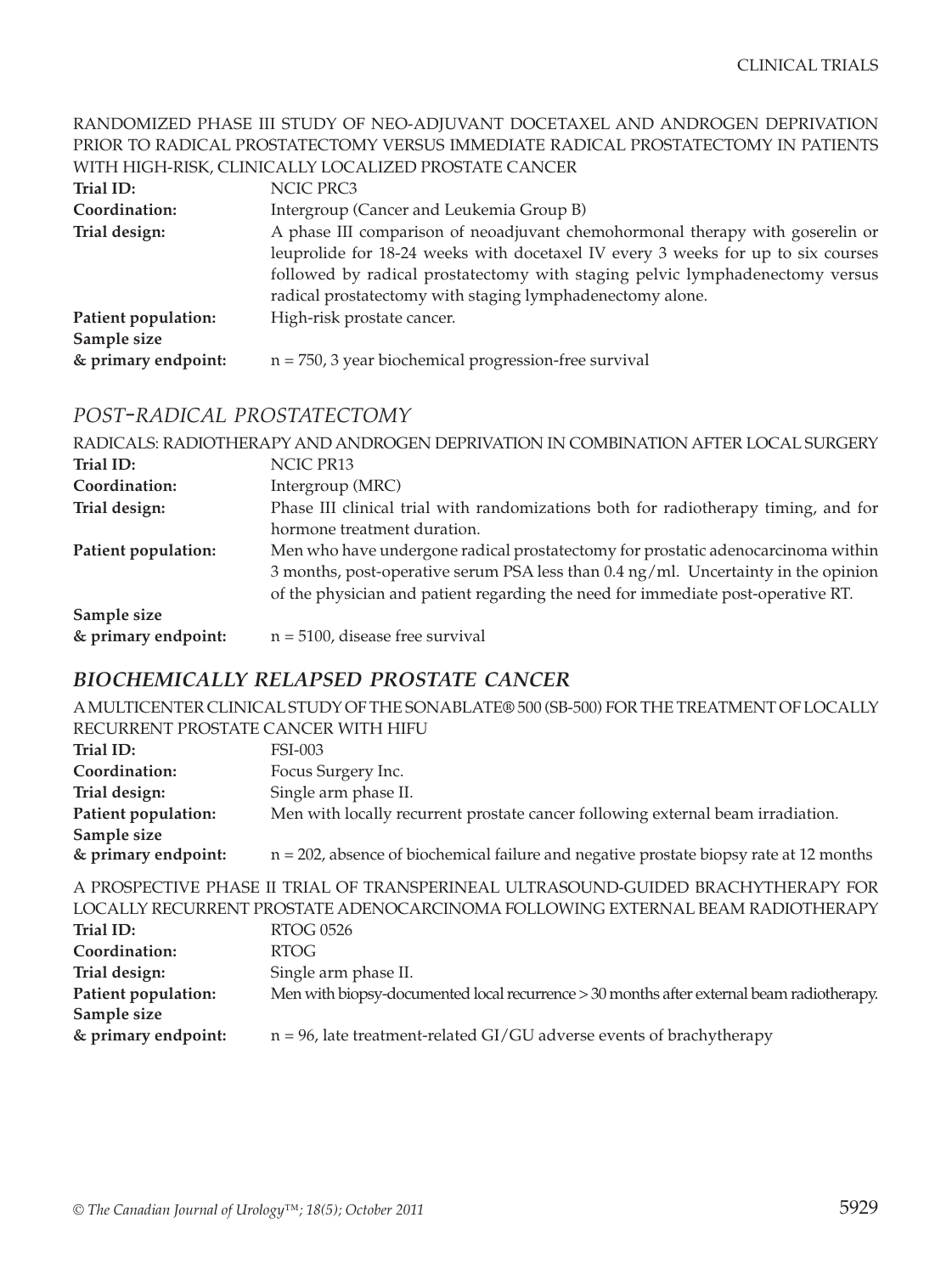RANDOMIZED PHASE III STUDY OF NEO-ADJUVANT DOCETAXEL AND ANDROGEN DEPRIVATION PRIOR TO RADICAL PROSTATECTOMY VERSUS IMMEDIATE RADICAL PROSTATECTOMY IN PATIENTS WITH HIGH-RISK, CLINICALLY LOCALIZED PROSTATE CANCER

**Trial ID:** NCIC PRC3

**Coordination:** Intergroup (Cancer and Leukemia Group B)

**Trial design:** A phase III comparison of neoadjuvant chemohormonal therapy with goserelin or leuprolide for 18-24 weeks with docetaxel IV every 3 weeks for up to six courses followed by radical prostatectomy with staging pelvic lymphadenectomy versus radical prostatectomy with staging lymphadenectomy alone.

**Patient population:** High-risk prostate cancer.

**Sample size & primary endpoint:** n = 750, 3 year biochemical progression-free survival

## *POST-RADICAL PROSTATECTOMY*

RADICALS: RADIOTHERAPY AND ANDROGEN DEPRIVATION IN COMBINATION AFTER LOCAL SURGERY

**Trial ID:** NCIC PR13

**Coordination:** Intergroup (MRC)

**Trial design:** Phase III clinical trial with randomizations both for radiotherapy timing, and for hormone treatment duration.

**Patient population:** Men who have undergone radical prostatectomy for prostatic adenocarcinoma within 3 months, post-operative serum PSA less than 0.4 ng/ml. Uncertainty in the opinion of the physician and patient regarding the need for immediate post-operative RT.

**Sample size & primary endpoint:** n = 5100, disease free survival

## ***BIOCHEMICALLY RELAPSED PROSTATE CANCER***

A MULTICENTER CLINICAL STUDY OF THE SONABLATE® 500 (SB-500) FOR THE TREATMENT OF LOCALLY RECURRENT PROSTATE CANCER WITH HIFU

**Trial ID:** FSI-003

**Coordination:** Focus Surgery Inc.

**Trial design:** Single arm phase II.

**Patient population:** Men with locally recurrent prostate cancer following external beam irradiation.

**Sample size & primary endpoint:** n = 202, absence of biochemical failure and negative prostate biopsy rate at 12 months

A PROSPECTIVE PHASE II TRIAL OF TRANSPERINEAL ULTRASOUND-GUIDED BRACHYTHERAPY FOR LOCALLY RECURRENT PROSTATE ADENOCARCINOMA FOLLOWING EXTERNAL BEAM RADIOTHERAPY

**Trial ID:** RTOG 0526

**Coordination:** RTOG

**Trial design:** Single arm phase II.

**Patient population:** Men with biopsy-documented local recurrence > 30 months after external beam radiotherapy.

**Sample size & primary endpoint:** n = 96, late treatment-related GI/GU adverse events of brachytherapy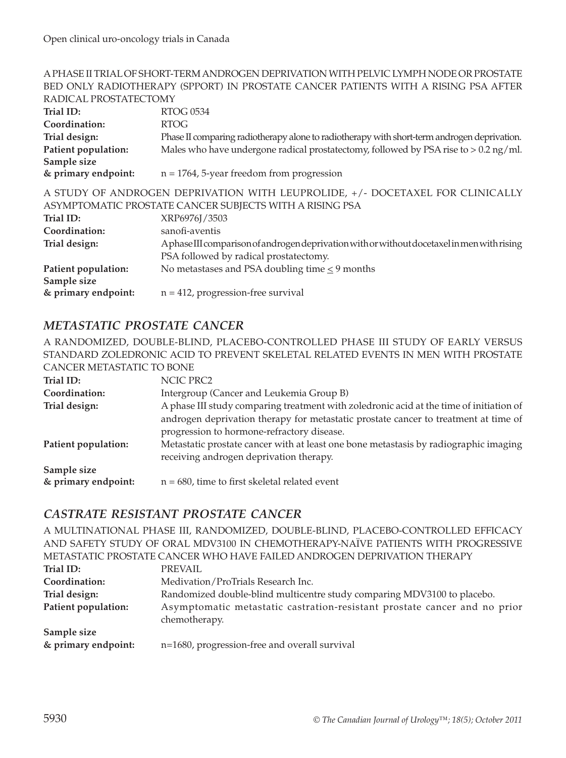A PHASE II TRIAL OF SHORT-TERM ANDROGEN DEPRIVATION WITH PELVIC LYMPH NODE OR PROSTATE BED ONLY RADIOTHERAPY (SPPORT) IN PROSTATE CANCER PATIENTS WITH A RISING PSA AFTER RADICAL PROSTATECTOMY

**Trial ID:** RTOG 0534
**Coordination:** RTOG
**Trial design:** Phase II comparing radiotherapy alone to radiotherapy with short-term androgen deprivation.
**Patient population:** Males who have undergone radical prostatectomy, followed by PSA rise to > 0.2 ng/ml.
**Sample size & primary endpoint:** n = 1764, 5-year freedom from progression

A STUDY OF ANDROGEN DEPRIVATION WITH LEUPROLIDE, +/- DOCETAXEL FOR CLINICALLY ASYMPTOMATIC PROSTATE CANCER SUBJECTS WITH A RISING PSA

**Trial ID:** XRP6976J/3503
**Coordination:** sanofi-aventis
**Trial design:** A phase III comparison of androgen deprivation with or without docetaxel in men with rising PSA followed by radical prostatectomy.
**Patient population:** No metastases and PSA doubling time ≤ 9 months
**Sample size & primary endpoint:** n = 412, progression-free survival

## *METASTATIC PROSTATE CANCER*

A RANDOMIZED, DOUBLE-BLIND, PLACEBO-CONTROLLED PHASE III STUDY OF EARLY VERSUS STANDARD ZOLEDRONIC ACID TO PREVENT SKELETAL RELATED EVENTS IN MEN WITH PROSTATE CANCER METASTATIC TO BONE

**Trial ID:** NCIC PRC2
**Coordination:** Intergroup (Cancer and Leukemia Group B)
**Trial design:** A phase III study comparing treatment with zoledronic acid at the time of initiation of androgen deprivation therapy for metastatic prostate cancer to treatment at time of progression to hormone-refractory disease.
**Patient population:** Metastatic prostate cancer with at least one bone metastasis by radiographic imaging receiving androgen deprivation therapy.
**Sample size & primary endpoint:** n = 680, time to first skeletal related event

## *CASTRATE RESISTANT PROSTATE CANCER*

A MULTINATIONAL PHASE III, RANDOMIZED, DOUBLE-BLIND, PLACEBO-CONTROLLED EFFICACY AND SAFETY STUDY OF ORAL MDV3100 IN CHEMOTHERAPY-NAÏVE PATIENTS WITH PROGRESSIVE METASTATIC PROSTATE CANCER WHO HAVE FAILED ANDROGEN DEPRIVATION THERAPY

**Trial ID:** PREVAIL
**Coordination:** Medivation/ProTrials Research Inc.
**Trial design:** Randomized double-blind multicentre study comparing MDV3100 to placebo.
**Patient population:** Asymptomatic metastatic castration-resistant prostate cancer and no prior chemotherapy.
**Sample size & primary endpoint:** n=1680, progression-free and overall survival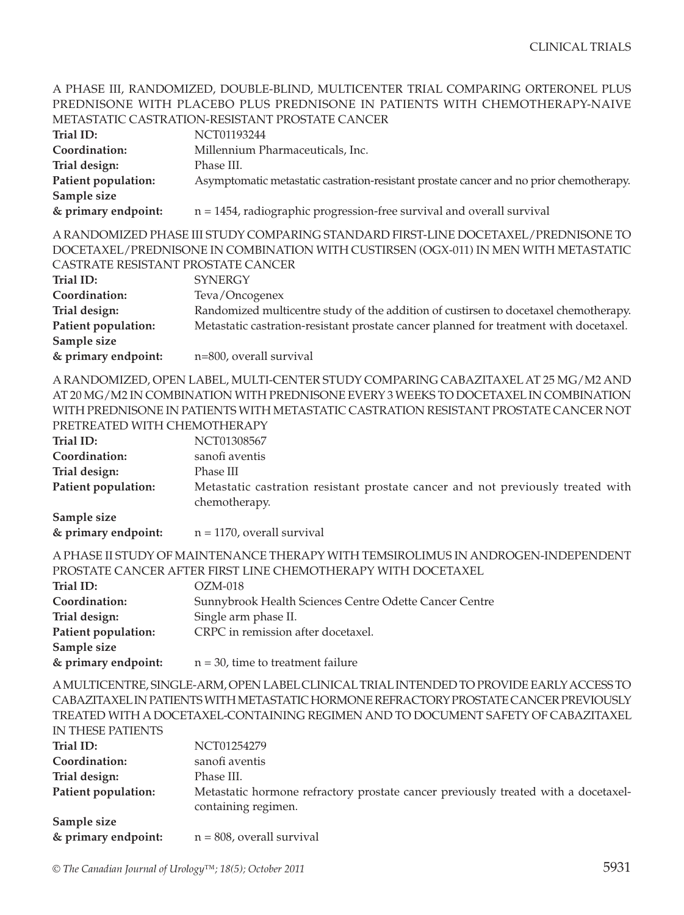### A PHASE III, RANDOMIZED, DOUBLE-BLIND, MULTICENTER TRIAL COMPARING ORTERONEL PLUS PREDNISONE WITH PLACEBO PLUS PREDNISONE IN PATIENTS WITH CHEMOTHERAPY-NAIVE METASTATIC CASTRATION-RESISTANT PROSTATE CANCER

**Trial ID:** NCT01193244
**Coordination:** Millennium Pharmaceuticals, Inc.
**Trial design:** Phase III.
**Patient population:** Asymptomatic metastatic castration-resistant prostate cancer and no prior chemotherapy.
**Sample size & primary endpoint:** n = 1454, radiographic progression-free survival and overall survival

### A RANDOMIZED PHASE III STUDY COMPARING STANDARD FIRST-LINE DOCETAXEL/PREDNISONE TO DOCETAXEL/PREDNISONE IN COMBINATION WITH CUSTIRSEN (OGX-011) IN MEN WITH METASTATIC CASTRATE RESISTANT PROSTATE CANCER

**Trial ID:** SYNERGY
**Coordination:** Teva/Oncogenex
**Trial design:** Randomized multicentre study of the addition of custirsen to docetaxel chemotherapy.
**Patient population:** Metastatic castration-resistant prostate cancer planned for treatment with docetaxel.
**Sample size & primary endpoint:** n=800, overall survival

### A RANDOMIZED, OPEN LABEL, MULTI-CENTER STUDY COMPARING CABAZITAXEL AT 25 MG/M2 AND AT 20 MG/M2 IN COMBINATION WITH PREDNISONE EVERY 3 WEEKS TO DOCETAXEL IN COMBINATION WITH PREDNISONE IN PATIENTS WITH METASTATIC CASTRATION RESISTANT PROSTATE CANCER NOT PRETREATED WITH CHEMOTHERAPY

**Trial ID:** NCT01308567
**Coordination:** sanofi aventis
**Trial design:** Phase III
**Patient population:** Metastatic castration resistant prostate cancer and not previously treated with chemotherapy.
**Sample size & primary endpoint:** n = 1170, overall survival

### A PHASE II STUDY OF MAINTENANCE THERAPY WITH TEMSIROLIMUS IN ANDROGEN-INDEPENDENT PROSTATE CANCER AFTER FIRST LINE CHEMOTHERAPY WITH DOCETAXEL

**Trial ID:** OZM-018
**Coordination:** Sunnybrook Health Sciences Centre Odette Cancer Centre
**Trial design:** Single arm phase II.
**Patient population:** CRPC in remission after docetaxel.
**Sample size & primary endpoint:** n = 30, time to treatment failure

### A MULTICENTRE, SINGLE-ARM, OPEN LABEL CLINICAL TRIAL INTENDED TO PROVIDE EARLY ACCESS TO CABAZITAXEL IN PATIENTS WITH METASTATIC HORMONE REFRACTORY PROSTATE CANCER PREVIOUSLY TREATED WITH A DOCETAXEL-CONTAINING REGIMEN AND TO DOCUMENT SAFETY OF CABAZITAXEL IN THESE PATIENTS

**Trial ID:** NCT01254279
**Coordination:** sanofi aventis
**Trial design:** Phase III.
**Patient population:** Metastatic hormone refractory prostate cancer previously treated with a docetaxel-containing regimen.
**Sample size & primary endpoint:** n = 808, overall survival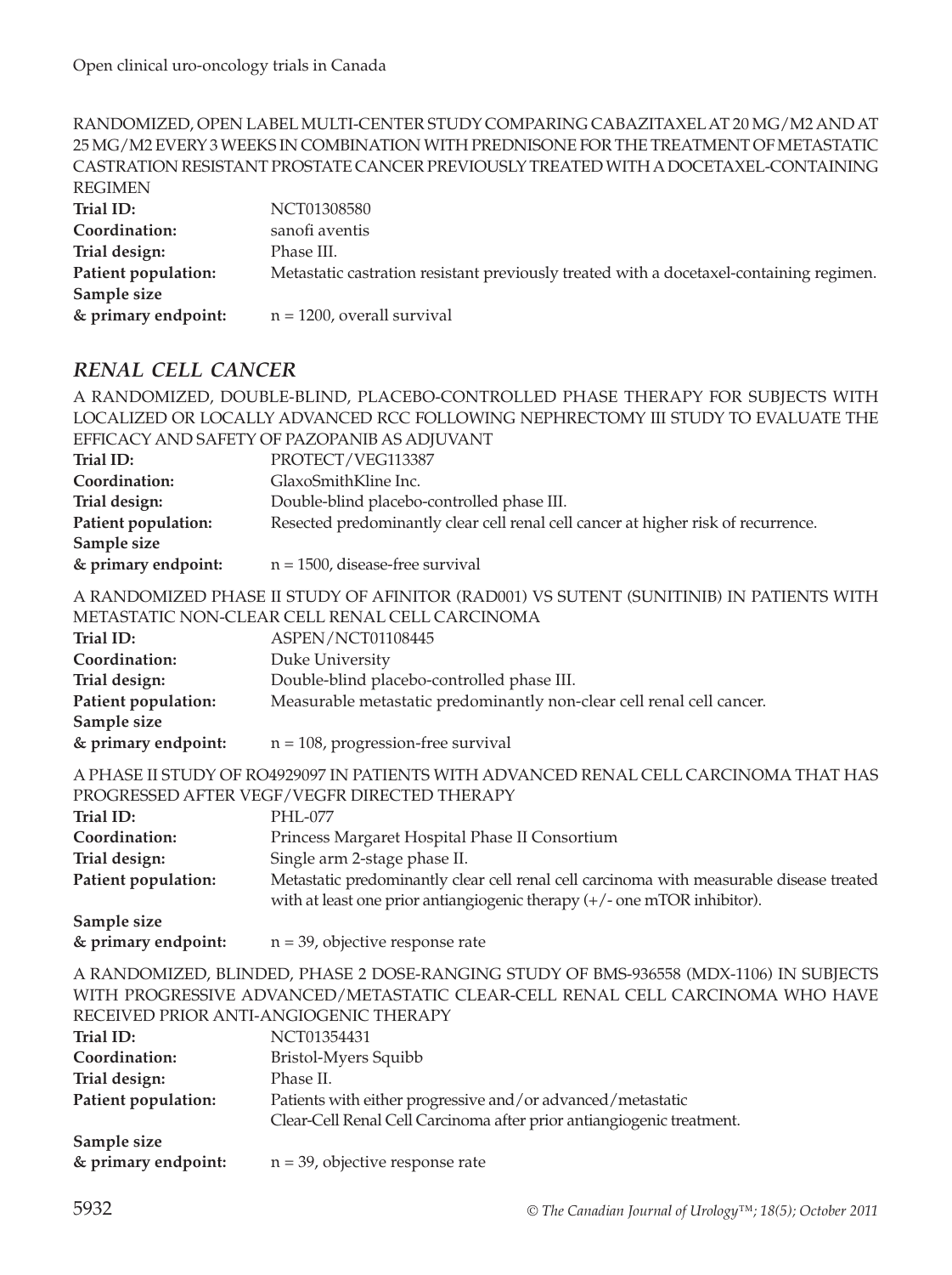RANDOMIZED, OPEN LABEL MULTI-CENTER STUDY COMPARING CABAZITAXEL AT 20 MG/M2 AND AT 25 MG/M2 EVERY 3 WEEKS IN COMBINATION WITH PREDNISONE FOR THE TREATMENT OF METASTATIC CASTRATION RESISTANT PROSTATE CANCER PREVIOUSLY TREATED WITH A DOCETAXEL-CONTAINING REGIMEN

**Trial ID:** NCT01308580
**Coordination:** sanofi aventis
**Trial design:** Phase III.
**Patient population:** Metastatic castration resistant previously treated with a docetaxel-containing regimen.
**Sample size & primary endpoint:** n = 1200, overall survival

## *RENAL CELL CANCER*

A RANDOMIZED, DOUBLE-BLIND, PLACEBO-CONTROLLED PHASE THERAPY FOR SUBJECTS WITH LOCALIZED OR LOCALLY ADVANCED RCC FOLLOWING NEPHRECTOMY III STUDY TO EVALUATE THE EFFICACY AND SAFETY OF PAZOPANIB AS ADJUVANT

**Trial ID:** PROTECT/VEG113387
**Coordination:** GlaxoSmithKline Inc.
**Trial design:** Double-blind placebo-controlled phase III.
**Patient population:** Resected predominantly clear cell renal cell cancer at higher risk of recurrence.
**Sample size & primary endpoint:** n = 1500, disease-free survival

A RANDOMIZED PHASE II STUDY OF AFINITOR (RAD001) VS SUTENT (SUNITINIB) IN PATIENTS WITH METASTATIC NON-CLEAR CELL RENAL CELL CARCINOMA

**Trial ID:** ASPEN/NCT01108445
**Coordination:** Duke University
**Trial design:** Double-blind placebo-controlled phase III.
**Patient population:** Measurable metastatic predominantly non-clear cell renal cell cancer.
**Sample size & primary endpoint:** n = 108, progression-free survival

A PHASE II STUDY OF RO4929097 IN PATIENTS WITH ADVANCED RENAL CELL CARCINOMA THAT HAS PROGRESSED AFTER VEGF/VEGFR DIRECTED THERAPY

**Trial ID:** PHL-077
**Coordination:** Princess Margaret Hospital Phase II Consortium
**Trial design:** Single arm 2-stage phase II.
**Patient population:** Metastatic predominantly clear cell renal cell carcinoma with measurable disease treated with at least one prior antiangiogenic therapy (+/- one mTOR inhibitor).
**Sample size & primary endpoint:** n = 39, objective response rate

A RANDOMIZED, BLINDED, PHASE 2 DOSE-RANGING STUDY OF BMS-936558 (MDX-1106) IN SUBJECTS WITH PROGRESSIVE ADVANCED/METASTATIC CLEAR-CELL RENAL CELL CARCINOMA WHO HAVE RECEIVED PRIOR ANTI-ANGIOGENIC THERAPY

**Trial ID:** NCT01354431
**Coordination:** Bristol-Myers Squibb
**Trial design:** Phase II.
**Patient population:** Patients with either progressive and/or advanced/metastatic Clear-Cell Renal Cell Carcinoma after prior antiangiogenic treatment.
**Sample size & primary endpoint:** n = 39, objective response rate